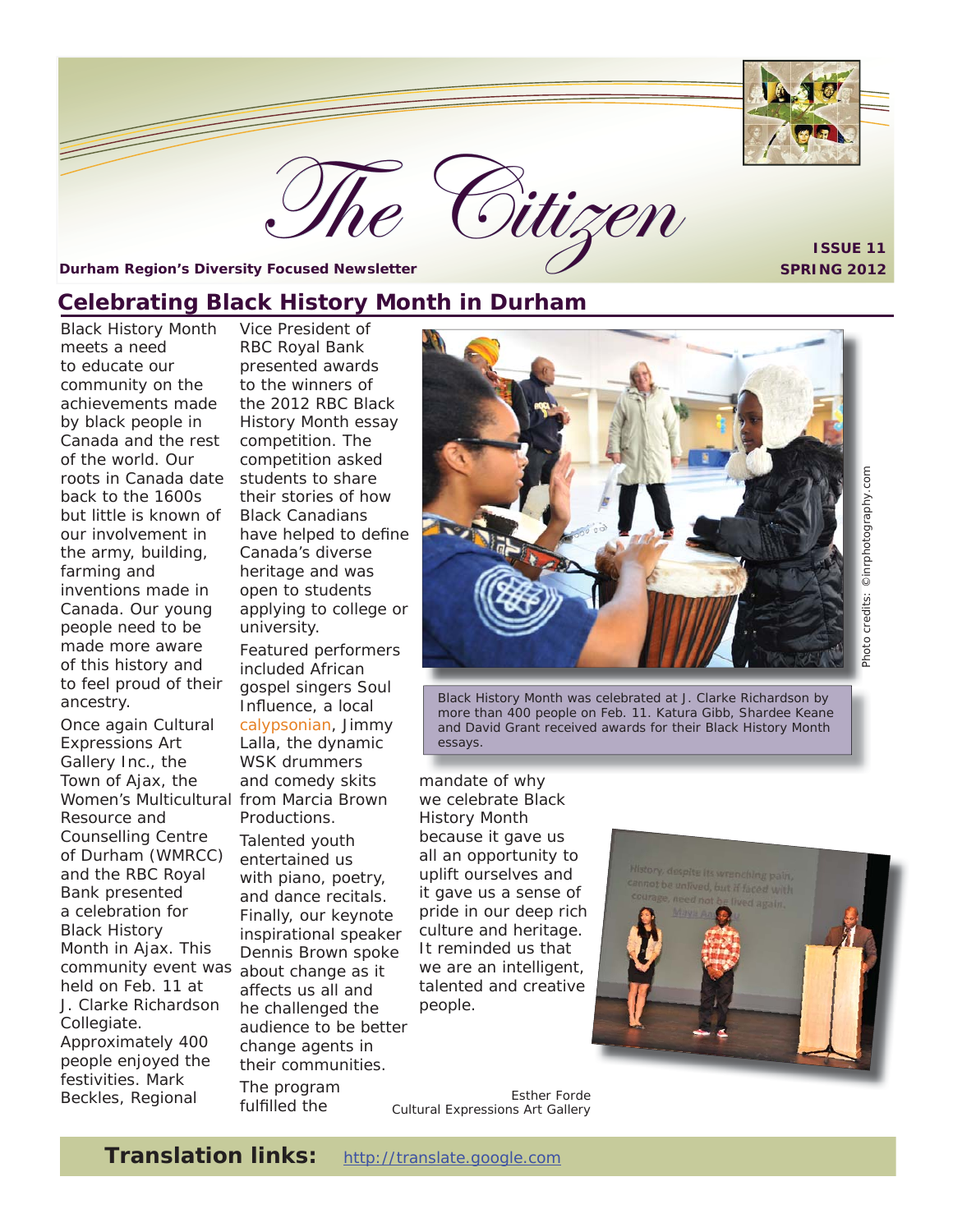# The Citizen

**Durham Region's Diversity Focused Newsletter**

**ISSUE 11**
**SPRING 2012**

## Celebrating Black History Month in Durham

Black History Month meets a need to educate our community on the achievements made by black people in Canada and the rest of the world. Our roots in Canada date back to the 1600s but little is known of our involvement in the army, building, farming and inventions made in Canada. Our young people need to be made more aware of this history and to feel proud of their ancestry.

Once again Cultural Expressions Art Gallery Inc., the Town of Ajax, the Women's Multicultural Resource and Counselling Centre of Durham (WMRCC) and the RBC Royal Bank presented a celebration for Black History Month in Ajax. This community event was held on Feb. 11 at J. Clarke Richardson Collegiate. Approximately 400 people enjoyed the festivities. Mark Beckles, Regional Vice President of RBC Royal Bank presented awards to the winners of the 2012 RBC Black History Month essay competition. The competition asked students to share their stories of how Black Canadians have helped to define Canada's diverse heritage and was open to students applying to college or university.

Featured performers included African gospel singers Soul Influence, a local calypsonian, Jimmy Lalla, the dynamic WSK drummers and comedy skits from Marcia Brown Productions.

Talented youth entertained us with piano, poetry, and dance recitals. Finally, our keynote inspirational speaker Dennis Brown spoke about change as it affects us all and he challenged the audience to be better change agents in their communities.

The program fulfilled the mandate of why we celebrate Black History Month because it gave us all an opportunity to uplift ourselves and it gave us a sense of pride in our deep rich culture and heritage. It reminded us that we are an intelligent, talented and creative people.

Photo credits: ©inrphotography.com

Black History Month was celebrated at J. Clarke Richardson by more than 400 people on Feb. 11. Katura Gibb, Shardee Keane and David Grant received awards for their Black History Month essays.

Esther Forde
Cultural Expressions Art Gallery

**Translation links:** http://translate.google.com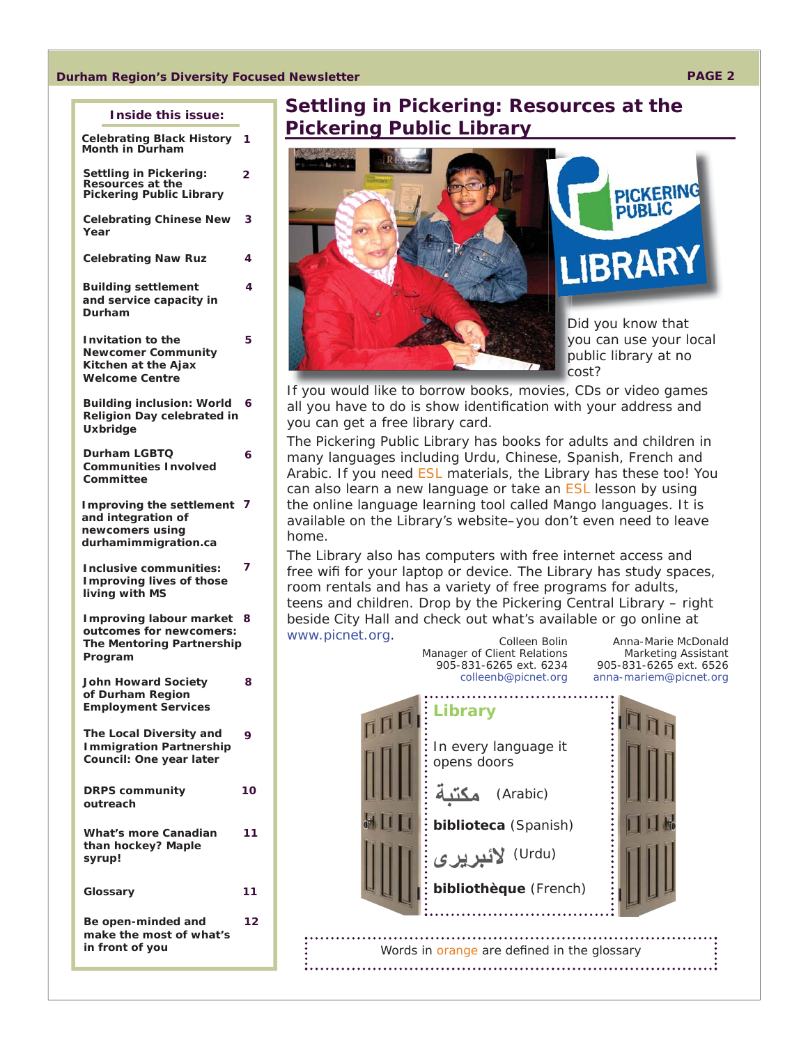**Inside this issue:**

| | |
|---|---|
| Celebrating Black History Month in Durham | 1 |
| Settling in Pickering: Resources at the Pickering Public Library | 2 |
| Celebrating Chinese New Year | 3 |
| Celebrating Naw Ruz | 4 |
| Building settlement and service capacity in Durham | 4 |
| Invitation to the Newcomer Community Kitchen at the Ajax Welcome Centre | 5 |
| Building inclusion: World Religion Day celebrated in Uxbridge | 6 |
| Durham LGBTQ Communities Involved Committee | 6 |
| Improving the settlement and integration of newcomers using durhamimmigration.ca | 7 |
| Inclusive communities: Improving lives of those living with MS | 7 |
| Improving labour market outcomes for newcomers: The Mentoring Partnership Program | 8 |
| John Howard Society of Durham Region Employment Services | 8 |
| The Local Diversity and Immigration Partnership Council: One year later | 9 |
| DRPS community outreach | 10 |
| What's more Canadian than hockey? Maple syrup! | 11 |
| Glossary | 11 |
| Be open-minded and make the most of what's in front of you | 12 |

## Settling in Pickering: Resources at the Pickering Public Library

PICKERING PUBLIC LIBRARY

Did you know that you can use your local public library at no cost?

If you would like to borrow books, movies, CDs or video games all you have to do is show identification with your address and you can get a free library card.

The Pickering Public Library has books for adults and children in many languages including Urdu, Chinese, Spanish, French and Arabic. If you need ESL materials, the Library has these too! You can also learn a new language or take an ESL lesson by using the online language learning tool called Mango languages. It is available on the Library's website–you don't even need to leave home.

The Library also has computers with free internet access and free wifi for your laptop or device. The Library has study spaces, room rentals and has a variety of free programs for adults, teens and children. Drop by the Pickering Central Library – right beside City Hall and check out what's available or go online at www.picnet.org.

Colleen Bolin
Manager of Client Relations
905-831-6265 ext. 6234
colleenb@picnet.org

Anna-Marie McDonald
Marketing Assistant
905-831-6265 ext. 6526
anna-mariem@picnet.org

**Library**

In every language it opens doors

**مكتبة** (Arabic)

**biblioteca** (Spanish)

**لائبریری** (Urdu)

**bibliothèque** (French)

Words in orange are defined in the glossary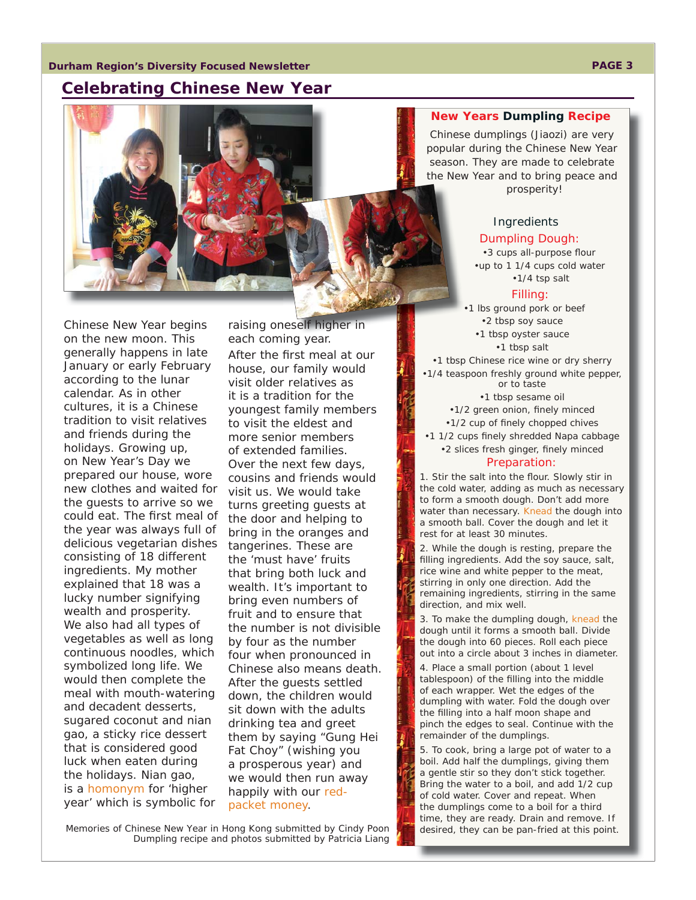# Celebrating Chinese New Year

Chinese New Year begins on the new moon. This generally happens in late January or early February according to the lunar calendar. As in other cultures, it is a Chinese tradition to visit relatives and friends during the holidays. Growing up, on New Year's Day we prepared our house, wore new clothes and waited for the guests to arrive so we could eat. The first meal of the year was always full of delicious vegetarian dishes consisting of 18 different ingredients. My mother explained that 18 was a lucky number signifying wealth and prosperity. We also had all types of vegetables as well as long continuous noodles, which symbolized long life. We would then complete the meal with mouth-watering and decadent desserts, sugared coconut and nian gao, a sticky rice dessert that is considered good luck when eaten during the holidays. Nian gao, is a homonym for 'higher year' which is symbolic for raising oneself higher in each coming year.

After the first meal at our house, our family would visit older relatives as it is a tradition for the youngest family members to visit the eldest and more senior members of extended families. Over the next few days, cousins and friends would visit us. We would take turns greeting guests at the door and helping to bring in the oranges and tangerines. These are the 'must have' fruits that bring both luck and wealth. It's important to bring even numbers of fruit and to ensure that the number is not divisible by four as the number four when pronounced in Chinese also means death. After the guests settled down, the children would sit down with the adults drinking tea and greet them by saying "Gung Hei Fat Choy" (wishing you a prosperous year) and we would then run away happily with our red-packet money.

Memories of Chinese New Year in Hong Kong submitted by Cindy Poon
Dumpling recipe and photos submitted by Patricia Liang

## New Years Dumpling Recipe

Chinese dumplings (Jiaozi) are very popular during the Chinese New Year season. They are made to celebrate the New Year and to bring peace and prosperity!

### Ingredients

**Dumpling Dough:**

- 3 cups all-purpose flour
- up to 1 1/4 cups cold water
- 1/4 tsp salt

**Filling:**

- 1 lbs ground pork or beef
- 2 tbsp soy sauce
- 1 tbsp oyster sauce
- 1 tbsp salt
- 1 tbsp Chinese rice wine or dry sherry
- 1/4 teaspoon freshly ground white pepper, or to taste
- 1 tbsp sesame oil
- 1/2 green onion, finely minced
- 1/2 cup of finely chopped chives
- 1 1/2 cups finely shredded Napa cabbage
- 2 slices fresh ginger, finely minced

**Preparation:**

1. Stir the salt into the flour. Slowly stir in the cold water, adding as much as necessary to form a smooth dough. Don't add more water than necessary. Knead the dough into a smooth ball. Cover the dough and let it rest for at least 30 minutes.

2. While the dough is resting, prepare the filling ingredients. Add the soy sauce, salt, rice wine and white pepper to the meat, stirring in only one direction. Add the remaining ingredients, stirring in the same direction, and mix well.

3. To make the dumpling dough, knead the dough until it forms a smooth ball. Divide the dough into 60 pieces. Roll each piece out into a circle about 3 inches in diameter.

4. Place a small portion (about 1 level tablespoon) of the filling into the middle of each wrapper. Wet the edges of the dumpling with water. Fold the dough over the filling into a half moon shape and pinch the edges to seal. Continue with the remainder of the dumplings.

5. To cook, bring a large pot of water to a boil. Add half the dumplings, giving them a gentle stir so they don't stick together. Bring the water to a boil, and add 1/2 cup of cold water. Cover and repeat. When the dumplings come to a boil for a third time, they are ready. Drain and remove. If desired, they can be pan-fried at this point.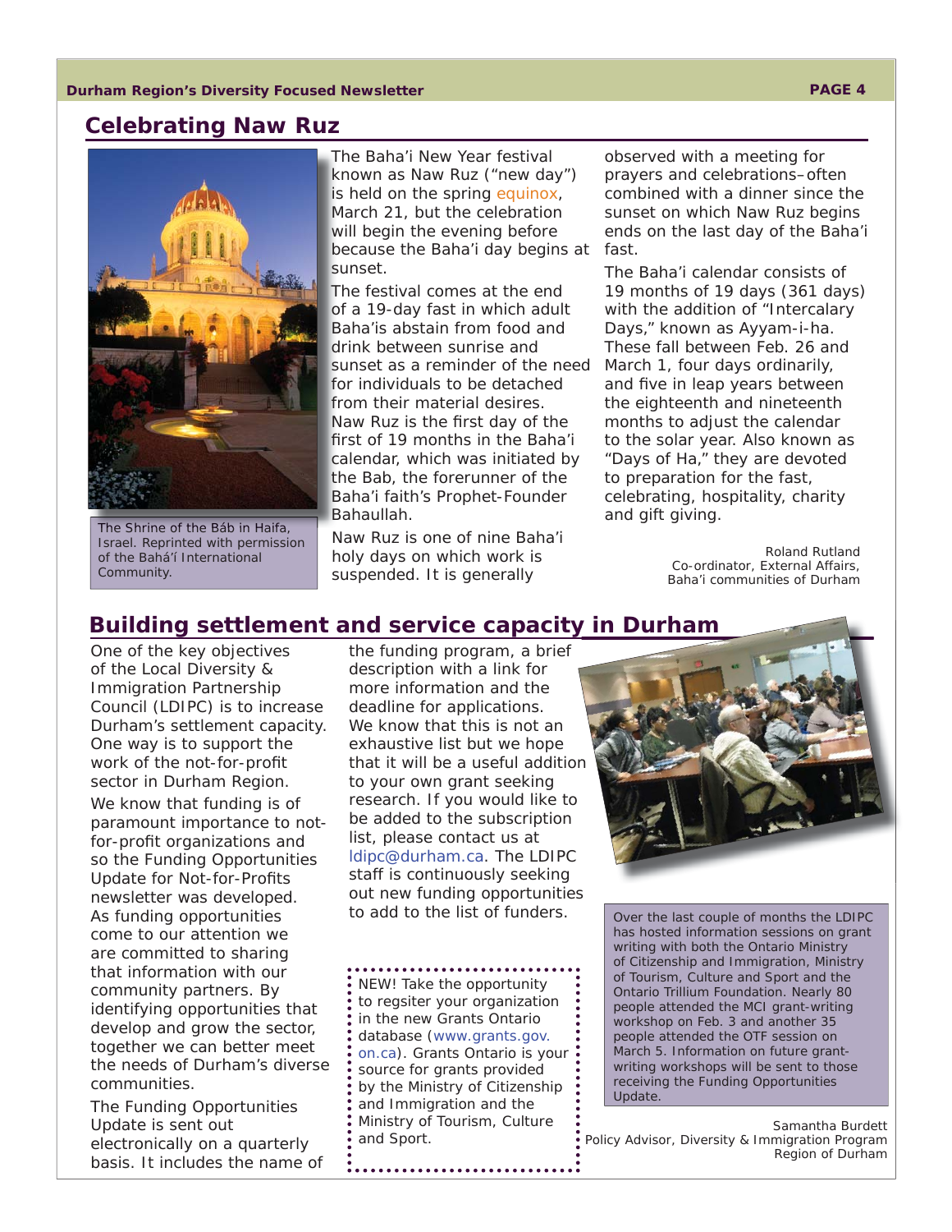## Celebrating Naw Ruz

The Shrine of the Báb in Haifa, Israel. Reprinted with permission of the Bahá'í International Community.

The Baha'i New Year festival known as Naw Ruz ("new day") is held on the spring equinox, March 21, but the celebration will begin the evening before because the Baha'i day begins at sunset.

The festival comes at the end of a 19-day fast in which adult Baha'is abstain from food and drink between sunrise and sunset as a reminder of the need for individuals to be detached from their material desires. Naw Ruz is the first day of the first of 19 months in the Baha'i calendar, which was initiated by the Bab, the forerunner of the Baha'i faith's Prophet-Founder Bahaullah.

Naw Ruz is one of nine Baha'i holy days on which work is suspended. It is generally observed with a meeting for prayers and celebrations–often combined with a dinner since the sunset on which Naw Ruz begins ends on the last day of the Baha'i fast.

The Baha'i calendar consists of 19 months of 19 days (361 days) with the addition of "Intercalary Days," known as Ayyam-i-ha. These fall between Feb. 26 and March 1, four days ordinarily, and five in leap years between the eighteenth and nineteenth months to adjust the calendar to the solar year. Also known as "Days of Ha," they are devoted to preparation for the fast, celebrating, hospitality, charity and gift giving.

Roland Rutland
Co-ordinator, External Affairs,
Baha'i communities of Durham

## Building settlement and service capacity in Durham

One of the key objectives of the Local Diversity & Immigration Partnership Council (LDIPC) is to increase Durham's settlement capacity. One way is to support the work of the not-for-profit sector in Durham Region.

We know that funding is of paramount importance to not-for-profit organizations and so the Funding Opportunities Update for Not-for-Profits newsletter was developed. As funding opportunities come to our attention we are committed to sharing that information with our community partners. By identifying opportunities that develop and grow the sector, together we can better meet the needs of Durham's diverse communities.

The Funding Opportunities Update is sent out electronically on a quarterly basis. It includes the name of the funding program, a brief description with a link for more information and the deadline for applications. We know that this is not an exhaustive list but we hope that it will be a useful addition to your own grant seeking research. If you would like to be added to the subscription list, please contact us at ldipc@durham.ca. The LDIPC staff is continuously seeking out new funding opportunities to add to the list of funders.

NEW! Take the opportunity to regsiter your organization in the new Grants Ontario database (www.grants.gov.on.ca). Grants Ontario is your source for grants provided by the Ministry of Citizenship and Immigration and the Ministry of Tourism, Culture and Sport.

Over the last couple of months the LDIPC has hosted information sessions on grant writing with both the Ontario Ministry of Citizenship and Immigration, Ministry of Tourism, Culture and Sport and the Ontario Trillium Foundation. Nearly 80 people attended the MCI grant-writing workshop on Feb. 3 and another 35 people attended the OTF session on March 5. Information on future grant-writing workshops will be sent to those receiving the Funding Opportunities Update.

Samantha Burdett
Policy Advisor, Diversity & Immigration Program
Region of Durham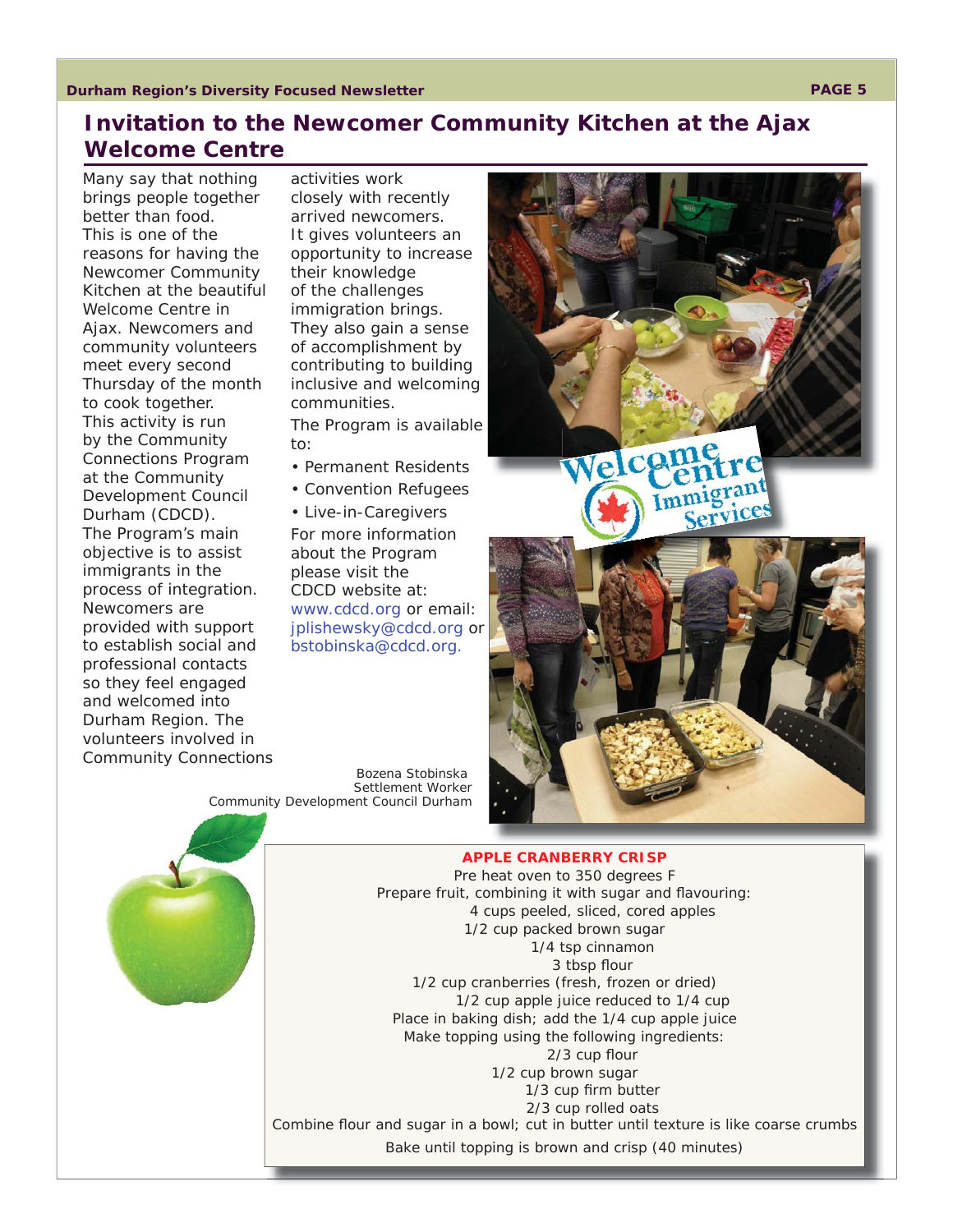# Invitation to the Newcomer Community Kitchen at the Ajax Welcome Centre

Many say that nothing brings people together better than food. This is one of the reasons for having the Newcomer Community Kitchen at the beautiful Welcome Centre in Ajax. Newcomers and community volunteers meet every second Thursday of the month to cook together. This activity is run by the Community Connections Program at the Community Development Council Durham (CDCD). The Program's main objective is to assist immigrants in the process of integration. Newcomers are provided with support to establish social and professional contacts so they feel engaged and welcomed into Durham Region. The volunteers involved in Community Connections activities work closely with recently arrived newcomers. It gives volunteers an opportunity to increase their knowledge of the challenges immigration brings. They also gain a sense of accomplishment by contributing to building inclusive and welcoming communities.

The Program is available to:

- Permanent Residents
- Convention Refugees
- Live-in-Caregivers

For more information about the Program please visit the CDCD website at: www.cdcd.org or email: jplishewsky@cdcd.org or bstobinska@cdcd.org.

Bozena Stobinska
Settlement Worker
Community Development Council Durham

## APPLE CRANBERRY CRISP

Pre heat oven to 350 degrees F

Prepare fruit, combining it with sugar and flavouring:

4 cups peeled, sliced, cored apples
1/2 cup packed brown sugar
1/4 tsp cinnamon
3 tbsp flour
1/2 cup cranberries (fresh, frozen or dried)
1/2 cup apple juice reduced to 1/4 cup

Place in baking dish; add the 1/4 cup apple juice

Make topping using the following ingredients:

2/3 cup flour
1/2 cup brown sugar
1/3 cup firm butter
2/3 cup rolled oats

Combine flour and sugar in a bowl; cut in butter until texture is like coarse crumbs

Bake until topping is brown and crisp (40 minutes)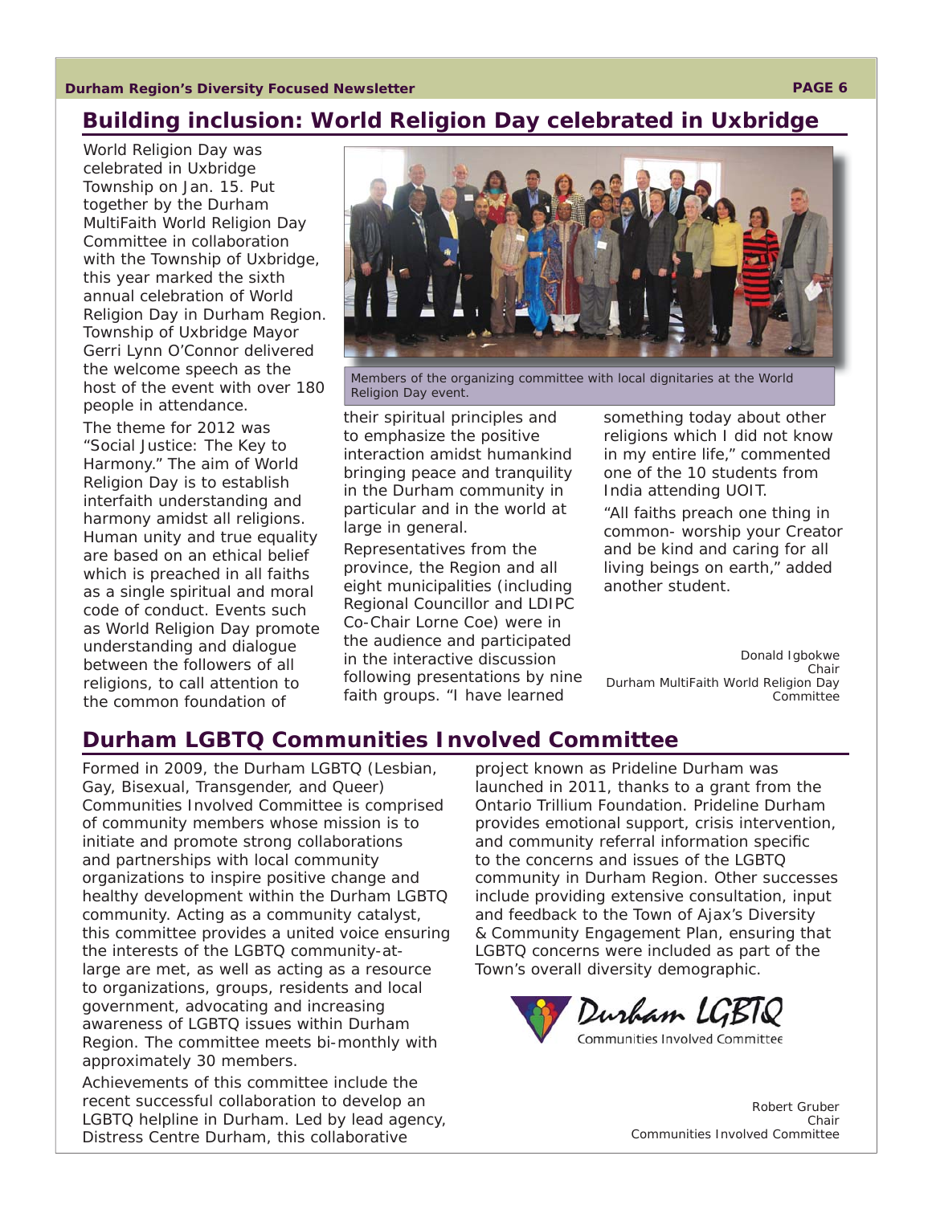## Building inclusion: World Religion Day celebrated in Uxbridge

World Religion Day was celebrated in Uxbridge Township on Jan. 15. Put together by the Durham MultiFaith World Religion Day Committee in collaboration with the Township of Uxbridge, this year marked the sixth annual celebration of World Religion Day in Durham Region. Township of Uxbridge Mayor Gerri Lynn O'Connor delivered the welcome speech as the host of the event with over 180 people in attendance.

The theme for 2012 was "Social Justice: The Key to Harmony." The aim of World Religion Day is to establish interfaith understanding and harmony amidst all religions. Human unity and true equality are based on an ethical belief which is preached in all faiths as a single spiritual and moral code of conduct. Events such as World Religion Day promote understanding and dialogue between the followers of all religions, to call attention to the common foundation of their spiritual principles and to emphasize the positive interaction amidst humankind bringing peace and tranquility in the Durham community in particular and in the world at large in general.

Members of the organizing committee with local dignitaries at the World Religion Day event.

Representatives from the province, the Region and all eight municipalities (including Regional Councillor and LDIPC Co-Chair Lorne Coe) were in the audience and participated in the interactive discussion following presentations by nine faith groups. "I have learned something today about other religions which I did not know in my entire life," commented one of the 10 students from India attending UOIT.

"All faiths preach one thing in common- worship your Creator and be kind and caring for all living beings on earth," added another student.

Donald Igbokwe
Chair
Durham MultiFaith World Religion Day Committee

## Durham LGBTQ Communities Involved Committee

Formed in 2009, the Durham LGBTQ (Lesbian, Gay, Bisexual, Transgender, and Queer) Communities Involved Committee is comprised of community members whose mission is to initiate and promote strong collaborations and partnerships with local community organizations to inspire positive change and healthy development within the Durham LGBTQ community. Acting as a community catalyst, this committee provides a united voice ensuring the interests of the LGBTQ community-at-large are met, as well as acting as a resource to organizations, groups, residents and local government, advocating and increasing awareness of LGBTQ issues within Durham Region. The committee meets bi-monthly with approximately 30 members.

Achievements of this committee include the recent successful collaboration to develop an LGBTQ helpline in Durham. Led by lead agency, Distress Centre Durham, this collaborative project known as Prideline Durham was launched in 2011, thanks to a grant from the Ontario Trillium Foundation. Prideline Durham provides emotional support, crisis intervention, and community referral information specific to the concerns and issues of the LGBTQ community in Durham Region. Other successes include providing extensive consultation, input and feedback to the Town of Ajax's Diversity & Community Engagement Plan, ensuring that LGBTQ concerns were included as part of the Town's overall diversity demographic.

Durham LGBTQ
Communities Involved Committee

Robert Gruber
Chair
Communities Involved Committee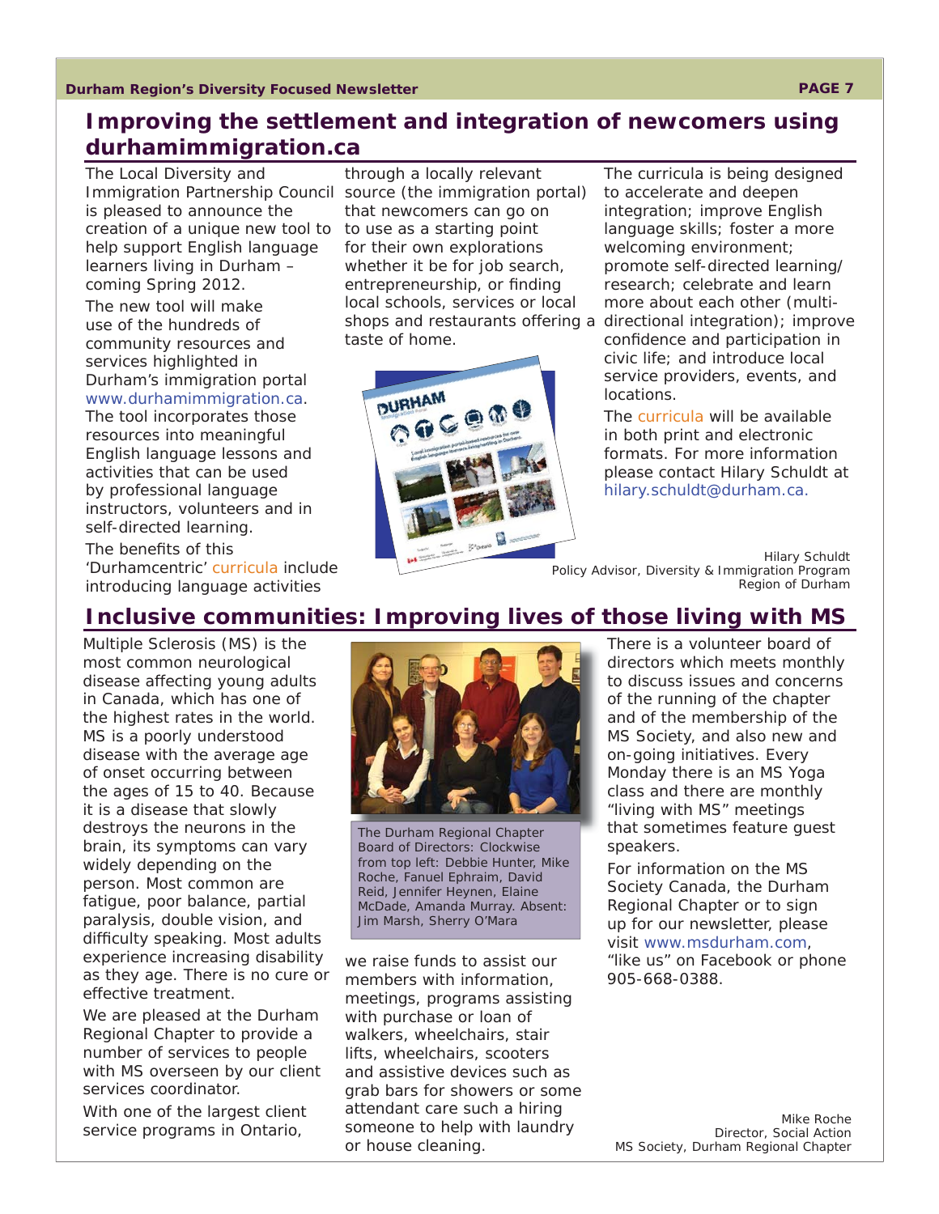## Improving the settlement and integration of newcomers using durhamimmigration.ca

The Local Diversity and Immigration Partnership Council is pleased to announce the creation of a unique new tool to help support English language learners living in Durham – coming Spring 2012.

The new tool will make use of the hundreds of community resources and services highlighted in Durham's immigration portal www.durhamimmigration.ca. The tool incorporates those resources into meaningful English language lessons and activities that can be used by professional language instructors, volunteers and in self-directed learning.

The benefits of this 'Durhamcentric' curricula include introducing language activities through a locally relevant source (the immigration portal) that newcomers can go on to use as a starting point for their own explorations whether it be for job search, entrepreneurship, or finding local schools, services or local shops and restaurants offering a taste of home.

The curricula is being designed to accelerate and deepen integration; improve English language skills; foster a more welcoming environment; promote self-directed learning/ research; celebrate and learn more about each other (multi-directional integration); improve confidence and participation in civic life; and introduce local service providers, events, and locations.

The curricula will be available in both print and electronic formats. For more information please contact Hilary Schuldt at hilary.schuldt@durham.ca.

Hilary Schuldt
Policy Advisor, Diversity & Immigration Program
Region of Durham

## Inclusive communities: Improving lives of those living with MS

Multiple Sclerosis (MS) is the most common neurological disease affecting young adults in Canada, which has one of the highest rates in the world. MS is a poorly understood disease with the average age of onset occurring between the ages of 15 to 40. Because it is a disease that slowly destroys the neurons in the brain, its symptoms can vary widely depending on the person. Most common are fatigue, poor balance, partial paralysis, double vision, and difficulty speaking. Most adults experience increasing disability as they age. There is no cure or effective treatment.

We are pleased at the Durham Regional Chapter to provide a number of services to people with MS overseen by our client services coordinator.

With one of the largest client service programs in Ontario, we raise funds to assist our members with information, meetings, programs assisting with purchase or loan of walkers, wheelchairs, stair lifts, wheelchairs, scooters and assistive devices such as grab bars for showers or some attendant care such a hiring someone to help with laundry or house cleaning.

The Durham Regional Chapter Board of Directors: Clockwise from top left: Debbie Hunter, Mike Roche, Fanuel Ephraim, David Reid, Jennifer Heynen, Elaine McDade, Amanda Murray. Absent: Jim Marsh, Sherry O'Mara

There is a volunteer board of directors which meets monthly to discuss issues and concerns of the running of the chapter and of the membership of the MS Society, and also new and on-going initiatives. Every Monday there is an MS Yoga class and there are monthly "living with MS" meetings that sometimes feature guest speakers.

For information on the MS Society Canada, the Durham Regional Chapter or to sign up for our newsletter, please visit www.msdurham.com, "like us" on Facebook or phone 905-668-0388.

Mike Roche
Director, Social Action
MS Society, Durham Regional Chapter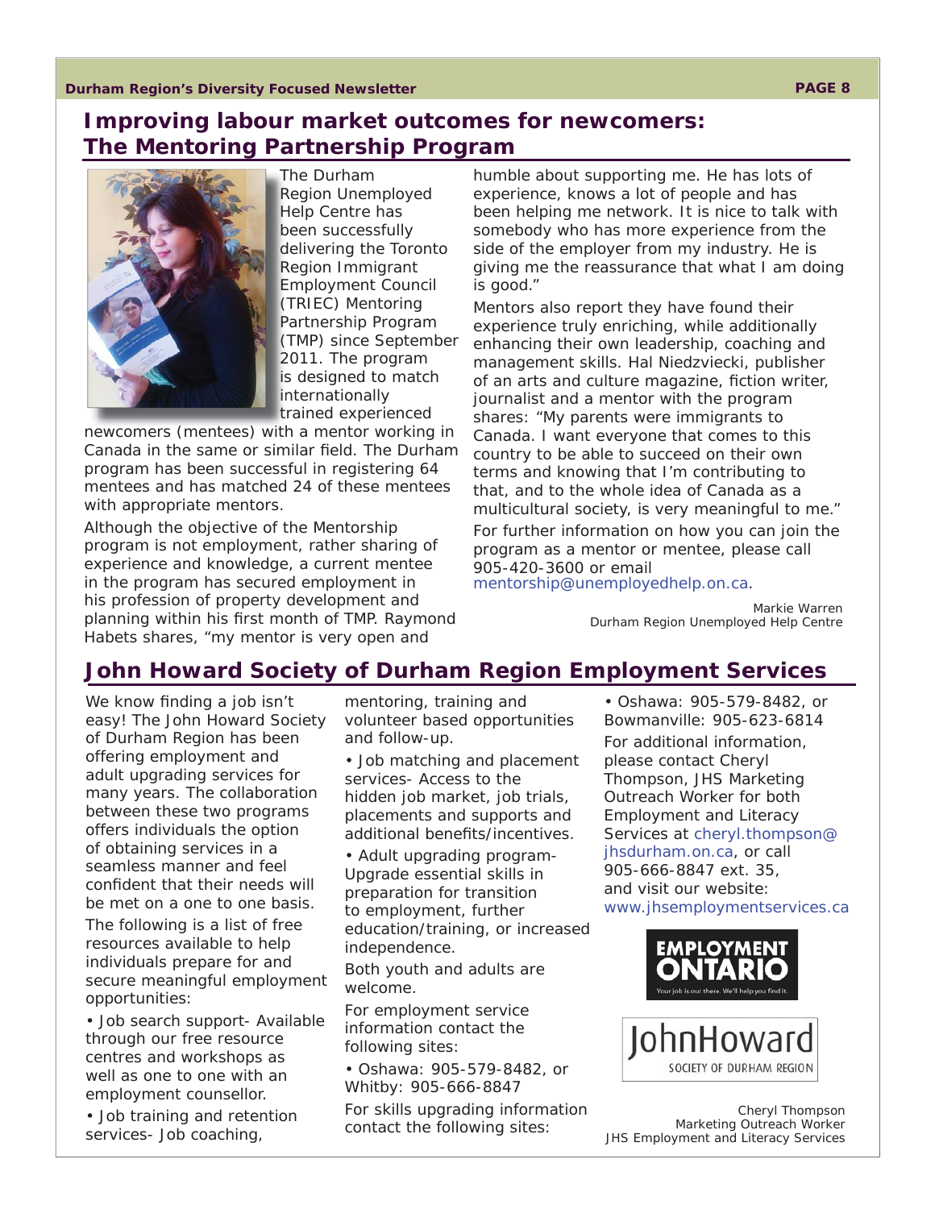## Improving labour market outcomes for newcomers: The Mentoring Partnership Program

The Durham Region Unemployed Help Centre has been successfully delivering the Toronto Region Immigrant Employment Council (TRIEC) Mentoring Partnership Program (TMP) since September 2011. The program is designed to match internationally trained experienced newcomers (mentees) with a mentor working in Canada in the same or similar field. The Durham program has been successful in registering 64 mentees and has matched 24 of these mentees with appropriate mentors.

Although the objective of the Mentorship program is not employment, rather sharing of experience and knowledge, a current mentee in the program has secured employment in his profession of property development and planning within his first month of TMP. Raymond Habets shares, "my mentor is very open and humble about supporting me. He has lots of experience, knows a lot of people and has been helping me network. It is nice to talk with somebody who has more experience from the side of the employer from my industry. He is giving me the reassurance that what I am doing is good."

Mentors also report they have found their experience truly enriching, while additionally enhancing their own leadership, coaching and management skills. Hal Niedzviecki, publisher of an arts and culture magazine, fiction writer, journalist and a mentor with the program shares: "My parents were immigrants to Canada. I want everyone that comes to this country to be able to succeed on their own terms and knowing that I'm contributing to that, and to the whole idea of Canada as a multicultural society, is very meaningful to me."

For further information on how you can join the program as a mentor or mentee, please call 905-420-3600 or email mentorship@unemployedhelp.on.ca.

Markie Warren
Durham Region Unemployed Help Centre

## John Howard Society of Durham Region Employment Services

We know finding a job isn't easy! The John Howard Society of Durham Region has been offering employment and adult upgrading services for many years. The collaboration between these two programs offers individuals the option of obtaining services in a seamless manner and feel confident that their needs will be met on a one to one basis.

The following is a list of free resources available to help individuals prepare for and secure meaningful employment opportunities:

- Job search support- Available through our free resource centres and workshops as well as one to one with an employment counsellor.
- Job training and retention services- Job coaching, mentoring, training and volunteer based opportunities and follow-up.
- Job matching and placement services- Access to the hidden job market, job trials, placements and supports and additional benefits/incentives.
- Adult upgrading program- Upgrade essential skills in preparation for transition to employment, further education/training, or increased independence.

Both youth and adults are welcome.

For employment service information contact the following sites:

- Oshawa: 905-579-8482, or Whitby: 905-666-8847

For skills upgrading information contact the following sites:

- Oshawa: 905-579-8482, or Bowmanville: 905-623-6814

For additional information, please contact Cheryl Thompson, JHS Marketing Outreach Worker for both Employment and Literacy Services at cheryl.thompson@jhsdurham.on.ca, or call 905-666-8847 ext. 35, and visit our website: www.jhsemploymentservices.ca

Cheryl Thompson
Marketing Outreach Worker
JHS Employment and Literacy Services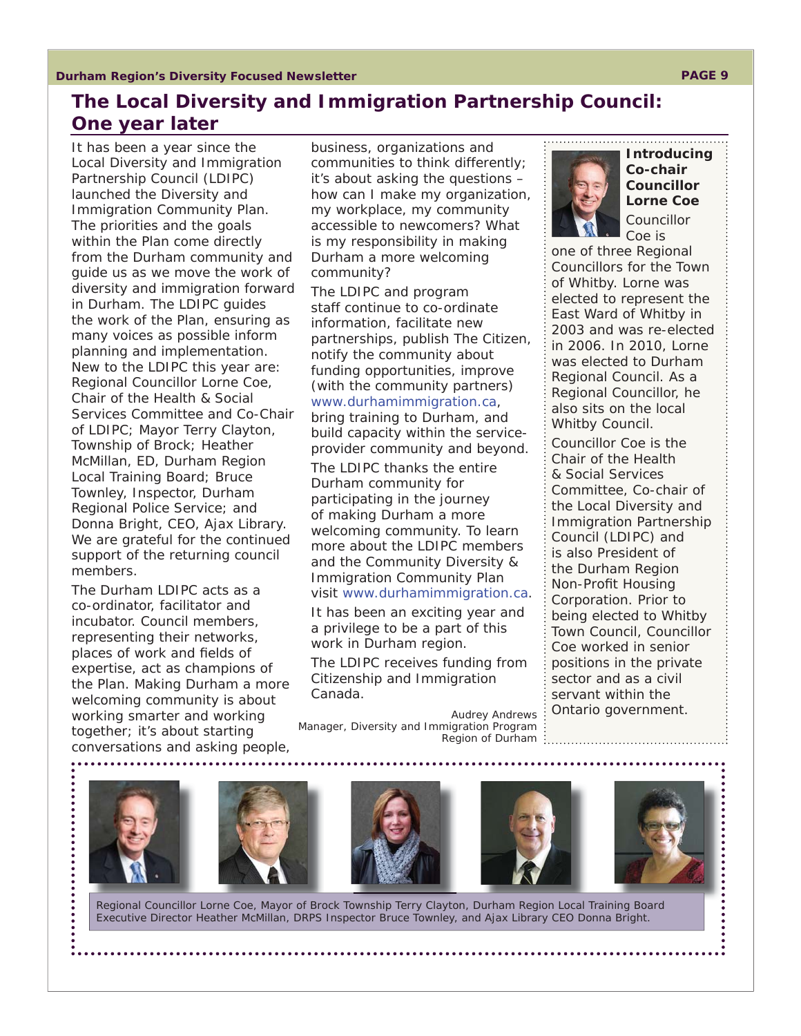# The Local Diversity and Immigration Partnership Council: One year later

It has been a year since the Local Diversity and Immigration Partnership Council (LDIPC) launched the Diversity and Immigration Community Plan. The priorities and the goals within the Plan come directly from the Durham community and guide us as we move the work of diversity and immigration forward in Durham. The LDIPC guides the work of the Plan, ensuring as many voices as possible inform planning and implementation. New to the LDIPC this year are: Regional Councillor Lorne Coe, Chair of the Health & Social Services Committee and Co-Chair of LDIPC; Mayor Terry Clayton, Township of Brock; Heather McMillan, ED, Durham Region Local Training Board; Bruce Townley, Inspector, Durham Regional Police Service; and Donna Bright, CEO, Ajax Library. We are grateful for the continued support of the returning council members.

The Durham LDIPC acts as a co-ordinator, facilitator and incubator. Council members, representing their networks, places of work and fields of expertise, act as champions of the Plan. Making Durham a more welcoming community is about working smarter and working together; it's about starting conversations and asking people, business, organizations and communities to think differently; it's about asking the questions – how can I make my organization, my workplace, my community accessible to newcomers? What is my responsibility in making Durham a more welcoming community?

The LDIPC and program staff continue to co-ordinate information, facilitate new partnerships, publish The Citizen, notify the community about funding opportunities, improve (with the community partners) www.durhamimmigration.ca, bring training to Durham, and build capacity within the service-provider community and beyond.

The LDIPC thanks the entire Durham community for participating in the journey of making Durham a more welcoming community. To learn more about the LDIPC members and the Community Diversity & Immigration Community Plan visit www.durhamimmigration.ca.

It has been an exciting year and a privilege to be a part of this work in Durham region.

The LDIPC receives funding from Citizenship and Immigration Canada.

Audrey Andrews
Manager, Diversity and Immigration Program
Region of Durham

## Introducing Co-chair Councillor Lorne Coe

Councillor Coe is one of three Regional Councillors for the Town of Whitby. Lorne was elected to represent the East Ward of Whitby in 2003 and was re-elected in 2006. In 2010, Lorne was elected to Durham Regional Council. As a Regional Councillor, he also sits on the local Whitby Council.

Councillor Coe is the Chair of the Health & Social Services Committee, Co-chair of the Local Diversity and Immigration Partnership Council (LDIPC) and is also President of the Durham Region Non-Profit Housing Corporation. Prior to being elected to Whitby Town Council, Councillor Coe worked in senior positions in the private sector and as a civil servant within the Ontario government.

Regional Councillor Lorne Coe, Mayor of Brock Township Terry Clayton, Durham Region Local Training Board Executive Director Heather McMillan, DRPS Inspector Bruce Townley, and Ajax Library CEO Donna Bright.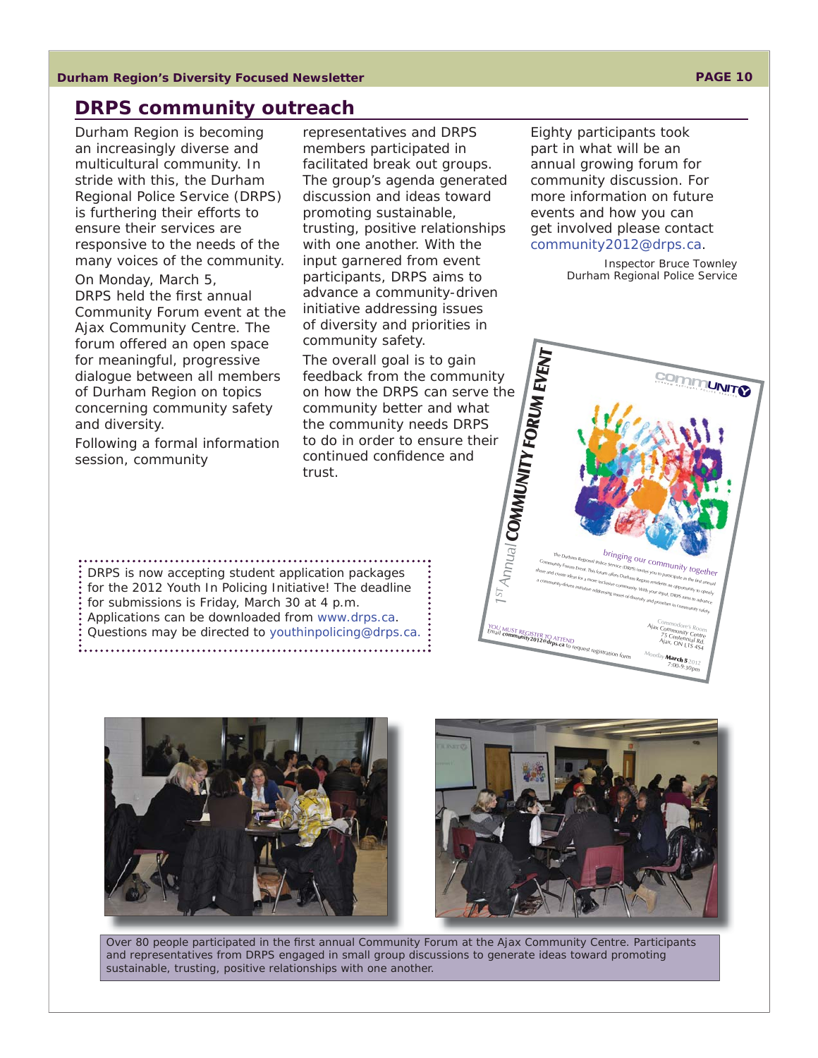## DRPS community outreach

Durham Region is becoming an increasingly diverse and multicultural community. In stride with this, the Durham Regional Police Service (DRPS) is furthering their efforts to ensure their services are responsive to the needs of the many voices of the community.

On Monday, March 5, DRPS held the first annual Community Forum event at the Ajax Community Centre. The forum offered an open space for meaningful, progressive dialogue between all members of Durham Region on topics concerning community safety and diversity.

Following a formal information session, community representatives and DRPS members participated in facilitated break out groups. The group's agenda generated discussion and ideas toward promoting sustainable, trusting, positive relationships with one another. With the input garnered from event participants, DRPS aims to advance a community-driven initiative addressing issues of diversity and priorities in community safety.

The overall goal is to gain feedback from the community on how the DRPS can serve the community better and what the community needs DRPS to do in order to ensure their continued confidence and trust.

Eighty participants took part in what will be an annual growing forum for community discussion. For more information on future events and how you can get involved please contact community2012@drps.ca.

Inspector Bruce Townley
Durham Regional Police Service

DRPS is now accepting student application packages for the 2012 Youth In Policing Initiative! The deadline for submissions is Friday, March 30 at 4 p.m. Applications can be downloaded from www.drps.ca. Questions may be directed to youthinpolicing@drps.ca.

Over 80 people participated in the first annual Community Forum at the Ajax Community Centre. Participants and representatives from DRPS engaged in small group discussions to generate ideas toward promoting sustainable, trusting, positive relationships with one another.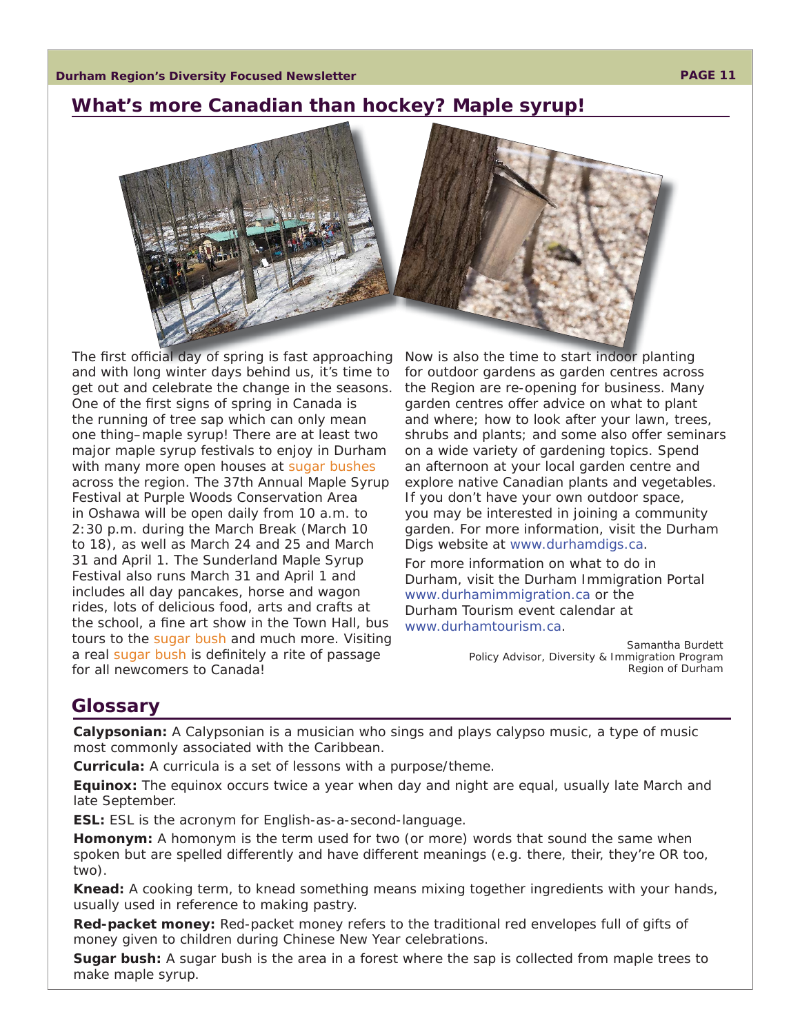## What's more Canadian than hockey? Maple syrup!

The first official day of spring is fast approaching and with long winter days behind us, it's time to get out and celebrate the change in the seasons. One of the first signs of spring in Canada is the running of tree sap which can only mean one thing–maple syrup! There are at least two major maple syrup festivals to enjoy in Durham with many more open houses at sugar bushes across the region. The 37th Annual Maple Syrup Festival at Purple Woods Conservation Area in Oshawa will be open daily from 10 a.m. to 2:30 p.m. during the March Break (March 10 to 18), as well as March 24 and 25 and March 31 and April 1. The Sunderland Maple Syrup Festival also runs March 31 and April 1 and includes all day pancakes, horse and wagon rides, lots of delicious food, arts and crafts at the school, a fine art show in the Town Hall, bus tours to the sugar bush and much more. Visiting a real sugar bush is definitely a rite of passage for all newcomers to Canada!

Now is also the time to start indoor planting for outdoor gardens as garden centres across the Region are re-opening for business. Many garden centres offer advice on what to plant and where; how to look after your lawn, trees, shrubs and plants; and some also offer seminars on a wide variety of gardening topics. Spend an afternoon at your local garden centre and explore native Canadian plants and vegetables. If you don't have your own outdoor space, you may be interested in joining a community garden. For more information, visit the Durham Digs website at www.durhamdigs.ca.

For more information on what to do in Durham, visit the Durham Immigration Portal www.durhamimmigration.ca or the Durham Tourism event calendar at www.durhamtourism.ca.

Samantha Burdett
Policy Advisor, Diversity & Immigration Program
Region of Durham

## Glossary

**Calypsonian:** A Calypsonian is a musician who sings and plays calypso music, a type of music most commonly associated with the Caribbean.

**Curricula:** A curricula is a set of lessons with a purpose/theme.

**Equinox:** The equinox occurs twice a year when day and night are equal, usually late March and late September.

**ESL:** ESL is the acronym for English-as-a-second-language.

**Homonym:** A homonym is the term used for two (or more) words that sound the same when spoken but are spelled differently and have different meanings (e.g. there, their, they're OR too, two).

**Knead:** A cooking term, to knead something means mixing together ingredients with your hands, usually used in reference to making pastry.

**Red-packet money:** Red-packet money refers to the traditional red envelopes full of gifts of money given to children during Chinese New Year celebrations.

**Sugar bush:** A sugar bush is the area in a forest where the sap is collected from maple trees to make maple syrup.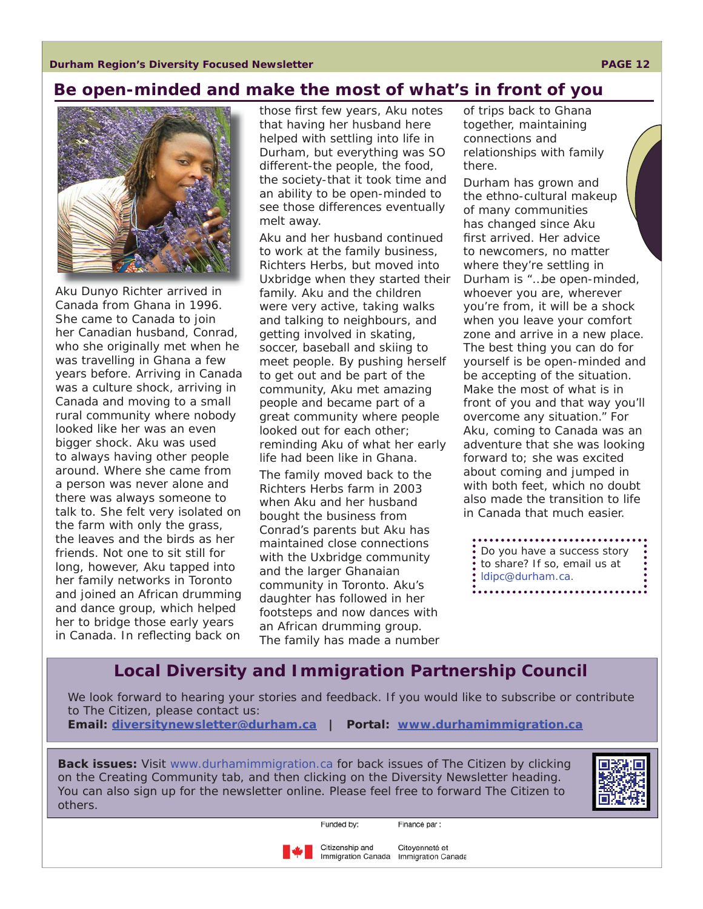## Be open-minded and make the most of what's in front of you

Aku Dunyo Richter arrived in Canada from Ghana in 1996. She came to Canada to join her Canadian husband, Conrad, who she originally met when he was travelling in Ghana a few years before. Arriving in Canada was a culture shock, arriving in Canada and moving to a small rural community where nobody looked like her was an even bigger shock. Aku was used to always having other people around. Where she came from a person was never alone and there was always someone to talk to. She felt very isolated on the farm with only the grass, the leaves and the birds as her friends. Not one to sit still for long, however, Aku tapped into her family networks in Toronto and joined an African drumming and dance group, which helped her to bridge those early years in Canada. In reflecting back on those first few years, Aku notes that having her husband here helped with settling into life in Durham, but everything was SO different-the people, the food, the society-that it took time and an ability to be open-minded to see those differences eventually melt away.

Aku and her husband continued to work at the family business, Richters Herbs, but moved into Uxbridge when they started their family. Aku and the children were very active, taking walks and talking to neighbours, and getting involved in skating, soccer, baseball and skiing to meet people. By pushing herself to get out and be part of the community, Aku met amazing people and became part of a great community where people looked out for each other; reminding Aku of what her early life had been like in Ghana.

The family moved back to the Richters Herbs farm in 2003 when Aku and her husband bought the business from Conrad's parents but Aku has maintained close connections with the Uxbridge community and the larger Ghanaian community in Toronto. Aku's daughter has followed in her footsteps and now dances with an African drumming group. The family has made a number of trips back to Ghana together, maintaining connections and relationships with family there.

Durham has grown and the ethno-cultural makeup of many communities has changed since Aku first arrived. Her advice to newcomers, no matter where they're settling in Durham is "...be open-minded, whoever you are, wherever you're from, it will be a shock when you leave your comfort zone and arrive in a new place. The best thing you can do for yourself is be open-minded and be accepting of the situation. Make the most of what is in front of you and that way you'll overcome any situation." For Aku, coming to Canada was an adventure that she was looking forward to; she was excited about coming and jumped in with both feet, which no doubt also made the transition to life in Canada that much easier.

Do you have a success story to share? If so, email us at ldipc@durham.ca.

## Local Diversity and Immigration Partnership Council

We look forward to hearing your stories and feedback. If you would like to subscribe or contribute to The Citizen, please contact us:

**Email: diversitynewsletter@durham.ca** | **Portal: www.durhamimmigration.ca**

**Back issues:** Visit www.durhamimmigration.ca for back issues of The Citizen by clicking on the Creating Community tab, and then clicking on the Diversity Newsletter heading. You can also sign up for the newsletter online. Please feel free to forward The Citizen to others.

Funded by: Financé par :

Citizenship and Immigration Canada Citoyenneté et Immigration Canada